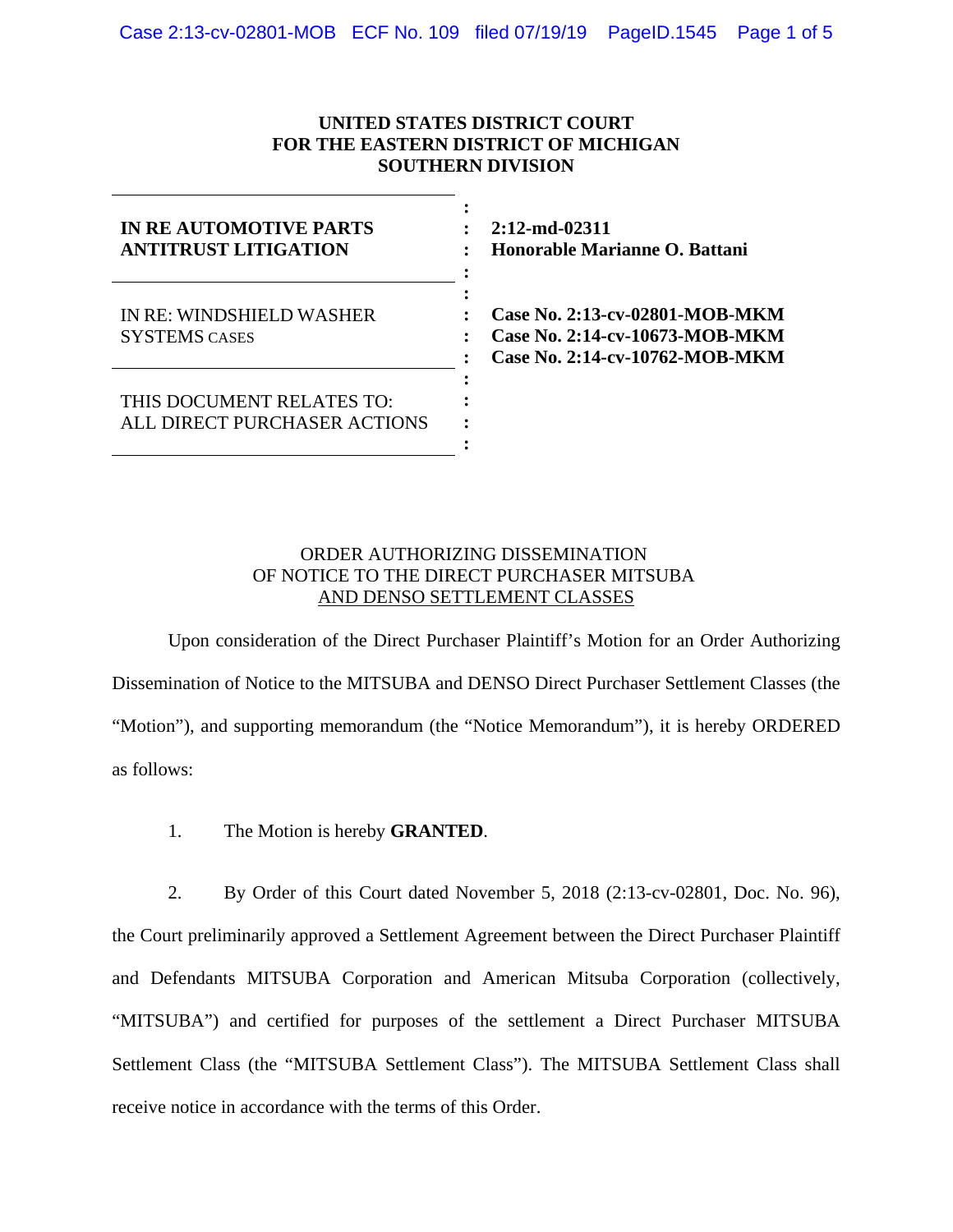**UNITED STATES DISTRICT COURT**
**FOR THE EASTERN DISTRICT OF MICHIGAN**
**SOUTHERN DIVISION**

| | |
|---|---|
| **IN RE AUTOMOTIVE PARTS ANTITRUST LITIGATION** | **2:12-md-02311** **Honorable Marianne O. Battani** |
| IN RE: WINDSHIELD WASHER SYSTEMS CASES | **Case No. 2:13-cv-02801-MOB-MKM** **Case No. 2:14-cv-10673-MOB-MKM** **Case No. 2:14-cv-10762-MOB-MKM** |
| THIS DOCUMENT RELATES TO: ALL DIRECT PURCHASER ACTIONS | |

ORDER AUTHORIZING DISSEMINATION OF NOTICE TO THE DIRECT PURCHASER MITSUBA AND DENSO SETTLEMENT CLASSES

Upon consideration of the Direct Purchaser Plaintiff's Motion for an Order Authorizing Dissemination of Notice to the MITSUBA and DENSO Direct Purchaser Settlement Classes (the "Motion"), and supporting memorandum (the "Notice Memorandum"), it is hereby ORDERED as follows:

1. The Motion is hereby **GRANTED**.

2. By Order of this Court dated November 5, 2018 (2:13-cv-02801, Doc. No. 96), the Court preliminarily approved a Settlement Agreement between the Direct Purchaser Plaintiff and Defendants MITSUBA Corporation and American Mitsuba Corporation (collectively, "MITSUBA") and certified for purposes of the settlement a Direct Purchaser MITSUBA Settlement Class (the "MITSUBA Settlement Class"). The MITSUBA Settlement Class shall receive notice in accordance with the terms of this Order.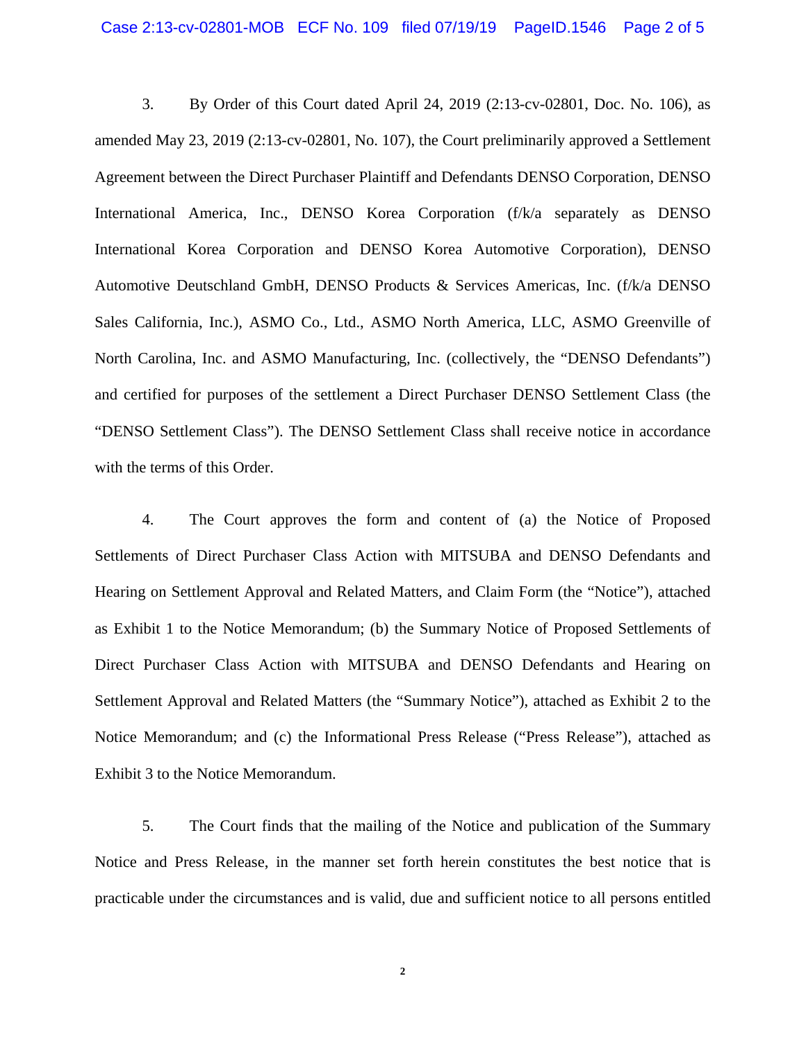3. By Order of this Court dated April 24, 2019 (2:13-cv-02801, Doc. No. 106), as amended May 23, 2019 (2:13-cv-02801, No. 107), the Court preliminarily approved a Settlement Agreement between the Direct Purchaser Plaintiff and Defendants DENSO Corporation, DENSO International America, Inc., DENSO Korea Corporation (f/k/a separately as DENSO International Korea Corporation and DENSO Korea Automotive Corporation), DENSO Automotive Deutschland GmbH, DENSO Products & Services Americas, Inc. (f/k/a DENSO Sales California, Inc.), ASMO Co., Ltd., ASMO North America, LLC, ASMO Greenville of North Carolina, Inc. and ASMO Manufacturing, Inc. (collectively, the "DENSO Defendants") and certified for purposes of the settlement a Direct Purchaser DENSO Settlement Class (the "DENSO Settlement Class"). The DENSO Settlement Class shall receive notice in accordance with the terms of this Order.

4. The Court approves the form and content of (a) the Notice of Proposed Settlements of Direct Purchaser Class Action with MITSUBA and DENSO Defendants and Hearing on Settlement Approval and Related Matters, and Claim Form (the "Notice"), attached as Exhibit 1 to the Notice Memorandum; (b) the Summary Notice of Proposed Settlements of Direct Purchaser Class Action with MITSUBA and DENSO Defendants and Hearing on Settlement Approval and Related Matters (the "Summary Notice"), attached as Exhibit 2 to the Notice Memorandum; and (c) the Informational Press Release ("Press Release"), attached as Exhibit 3 to the Notice Memorandum.

5. The Court finds that the mailing of the Notice and publication of the Summary Notice and Press Release, in the manner set forth herein constitutes the best notice that is practicable under the circumstances and is valid, due and sufficient notice to all persons entitled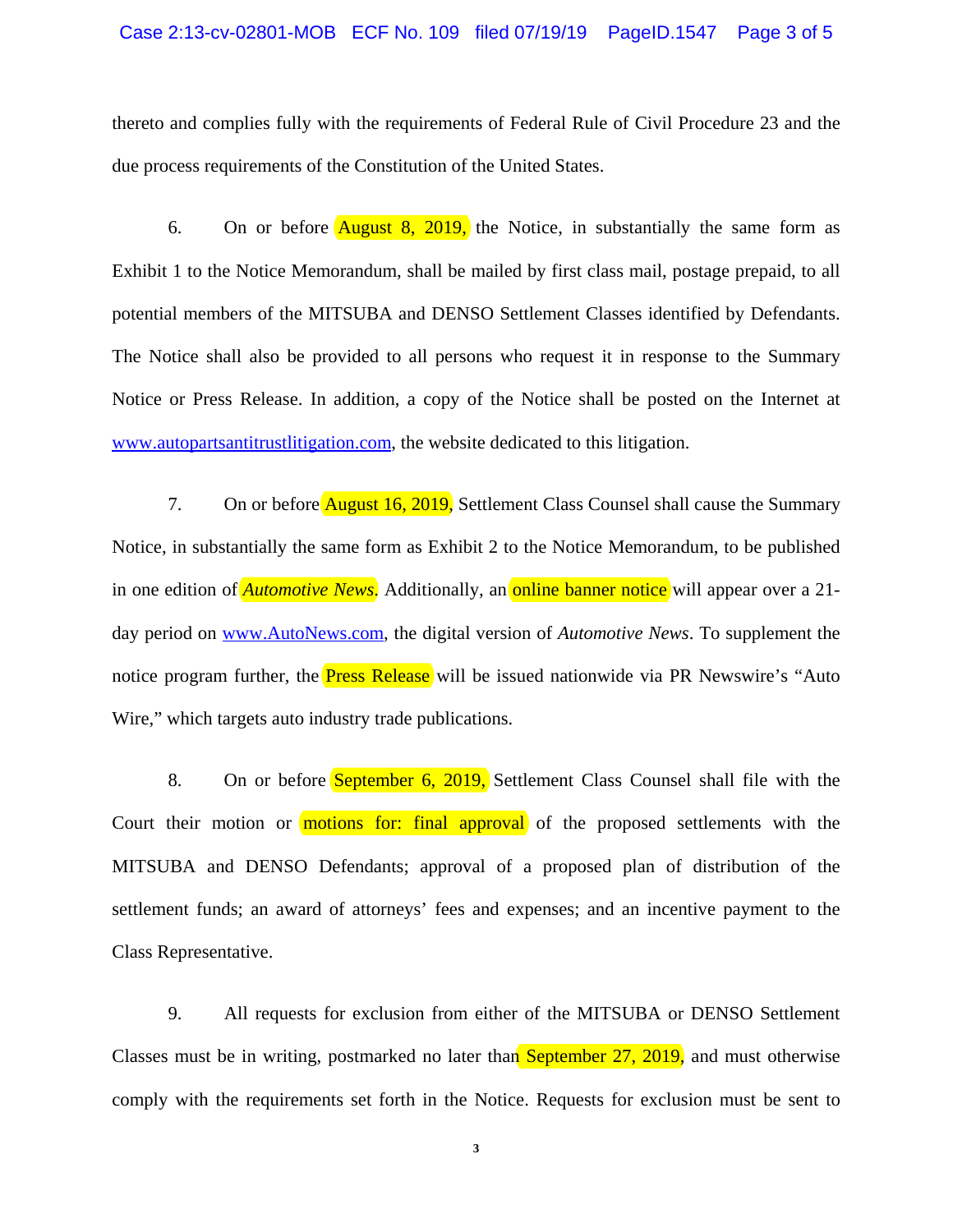thereto and complies fully with the requirements of Federal Rule of Civil Procedure 23 and the due process requirements of the Constitution of the United States.

6. On or before August 8, 2019, the Notice, in substantially the same form as Exhibit 1 to the Notice Memorandum, shall be mailed by first class mail, postage prepaid, to all potential members of the MITSUBA and DENSO Settlement Classes identified by Defendants. The Notice shall also be provided to all persons who request it in response to the Summary Notice or Press Release. In addition, a copy of the Notice shall be posted on the Internet at www.autopartsantitrustlitigation.com, the website dedicated to this litigation.

7. On or before August 16, 2019, Settlement Class Counsel shall cause the Summary Notice, in substantially the same form as Exhibit 2 to the Notice Memorandum, to be published in one edition of *Automotive News*. Additionally, an online banner notice will appear over a 21-day period on www.AutoNews.com, the digital version of *Automotive News*. To supplement the notice program further, the Press Release will be issued nationwide via PR Newswire's "Auto Wire," which targets auto industry trade publications.

8. On or before September 6, 2019, Settlement Class Counsel shall file with the Court their motion or motions for: final approval of the proposed settlements with the MITSUBA and DENSO Defendants; approval of a proposed plan of distribution of the settlement funds; an award of attorneys' fees and expenses; and an incentive payment to the Class Representative.

9. All requests for exclusion from either of the MITSUBA or DENSO Settlement Classes must be in writing, postmarked no later than September 27, 2019, and must otherwise comply with the requirements set forth in the Notice. Requests for exclusion must be sent to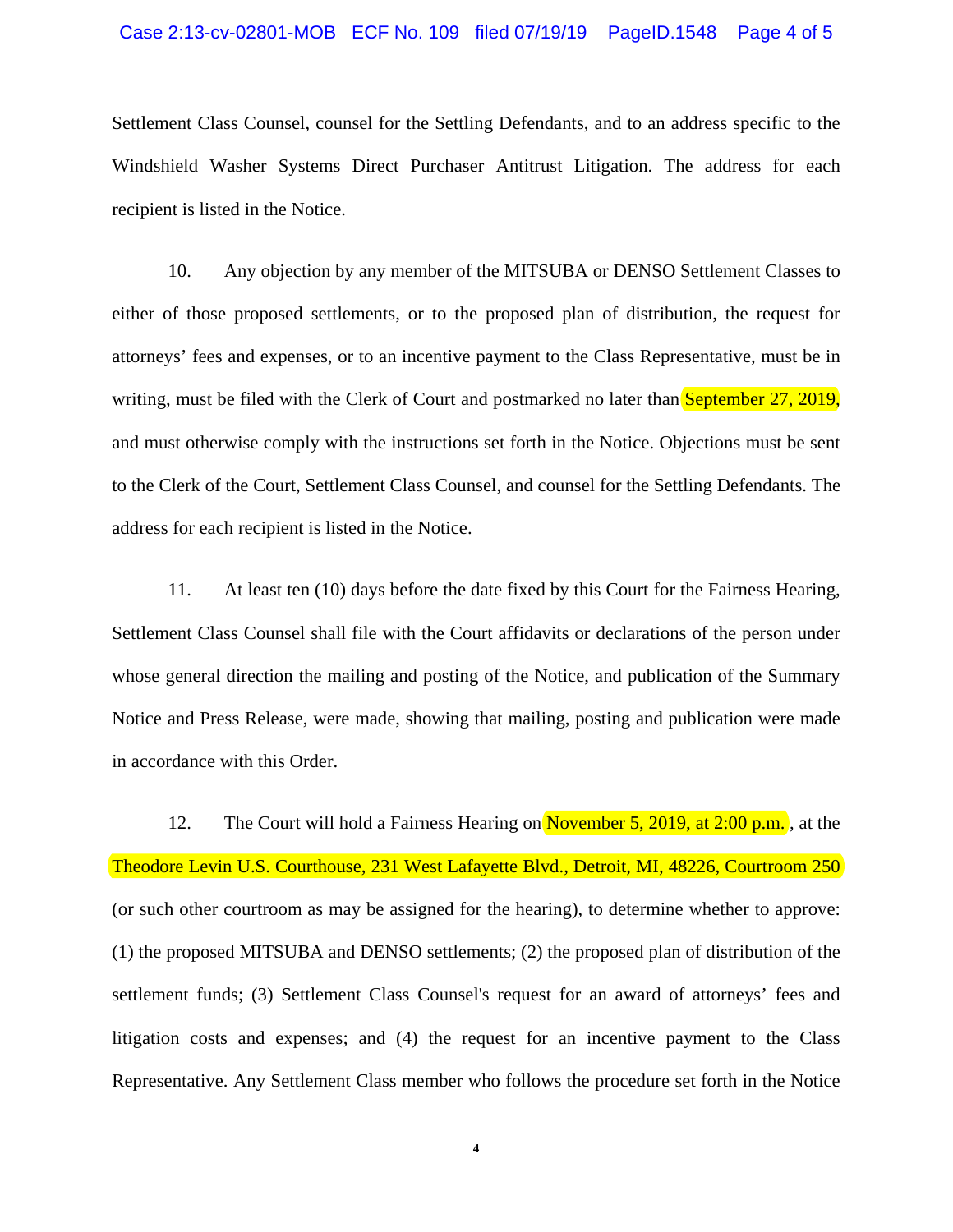Settlement Class Counsel, counsel for the Settling Defendants, and to an address specific to the Windshield Washer Systems Direct Purchaser Antitrust Litigation. The address for each recipient is listed in the Notice.

10. Any objection by any member of the MITSUBA or DENSO Settlement Classes to either of those proposed settlements, or to the proposed plan of distribution, the request for attorneys' fees and expenses, or to an incentive payment to the Class Representative, must be in writing, must be filed with the Clerk of Court and postmarked no later than September 27, 2019, and must otherwise comply with the instructions set forth in the Notice. Objections must be sent to the Clerk of the Court, Settlement Class Counsel, and counsel for the Settling Defendants. The address for each recipient is listed in the Notice.

11. At least ten (10) days before the date fixed by this Court for the Fairness Hearing, Settlement Class Counsel shall file with the Court affidavits or declarations of the person under whose general direction the mailing and posting of the Notice, and publication of the Summary Notice and Press Release, were made, showing that mailing, posting and publication were made in accordance with this Order.

12. The Court will hold a Fairness Hearing on November 5, 2019, at 2:00 p.m. , at the Theodore Levin U.S. Courthouse, 231 West Lafayette Blvd., Detroit, MI, 48226, Courtroom 250 (or such other courtroom as may be assigned for the hearing), to determine whether to approve: (1) the proposed MITSUBA and DENSO settlements; (2) the proposed plan of distribution of the settlement funds; (3) Settlement Class Counsel's request for an award of attorneys' fees and litigation costs and expenses; and (4) the request for an incentive payment to the Class Representative. Any Settlement Class member who follows the procedure set forth in the Notice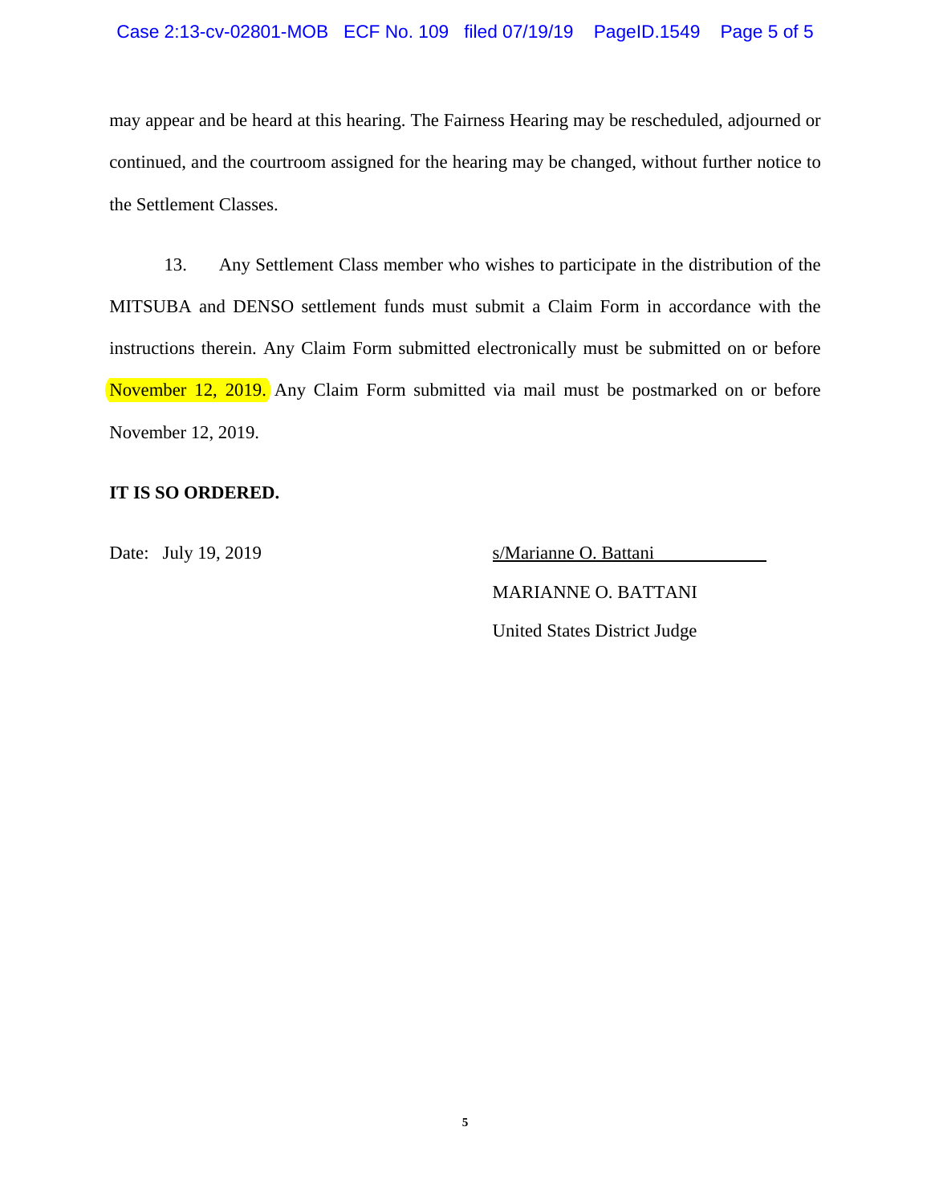may appear and be heard at this hearing. The Fairness Hearing may be rescheduled, adjourned or continued, and the courtroom assigned for the hearing may be changed, without further notice to the Settlement Classes.

13. Any Settlement Class member who wishes to participate in the distribution of the MITSUBA and DENSO settlement funds must submit a Claim Form in accordance with the instructions therein. Any Claim Form submitted electronically must be submitted on or before November 12, 2019. Any Claim Form submitted via mail must be postmarked on or before November 12, 2019.

**IT IS SO ORDERED.**

Date: July 19, 2019

s/Marianne O. Battani

MARIANNE O. BATTANI

United States District Judge